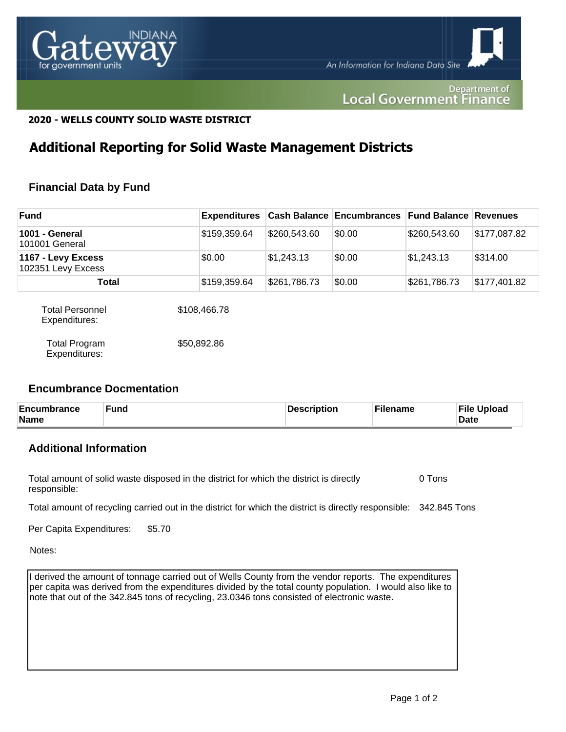**2020 - WELLS COUNTY SOLID WASTE DISTRICT**

# Additional Reporting for Solid Waste Management Districts

## Financial Data by Fund

| Fund | Expenditures | Cash Balance | Encumbrances | Fund Balance | Revenues |
|---|---|---|---|---|---|
| **1001 - General** 101001 General | $159,359.64 | $260,543.60 | $0.00 | $260,543.60 | $177,087.82 |
| **1167 - Levy Excess** 102351 Levy Excess | $0.00 | $1,243.13 | $0.00 | $1,243.13 | $314.00 |
| **Total** | $159,359.64 | $261,786.73 | $0.00 | $261,786.73 | $177,401.82 |

Total Personnel Expenditures: $108,466.78

Total Program Expenditures: $50,892.86

## Encumbrance Docmentation

| Encumbrance Name | Fund | Description | Filename | File Upload Date |
|---|---|---|---|---|

## Additional Information

Total amount of solid waste disposed in the district for which the district is directly responsible: 0 Tons

Total amount of recycling carried out in the district for which the district is directly responsible: 342.845 Tons

Per Capita Expenditures: $5.70

Notes:

I derived the amount of tonnage carried out of Wells County from the vendor reports. The expenditures per capita was derived from the expenditures divided by the total county population. I would also like to note that out of the 342.845 tons of recycling, 23.0346 tons consisted of electronic waste.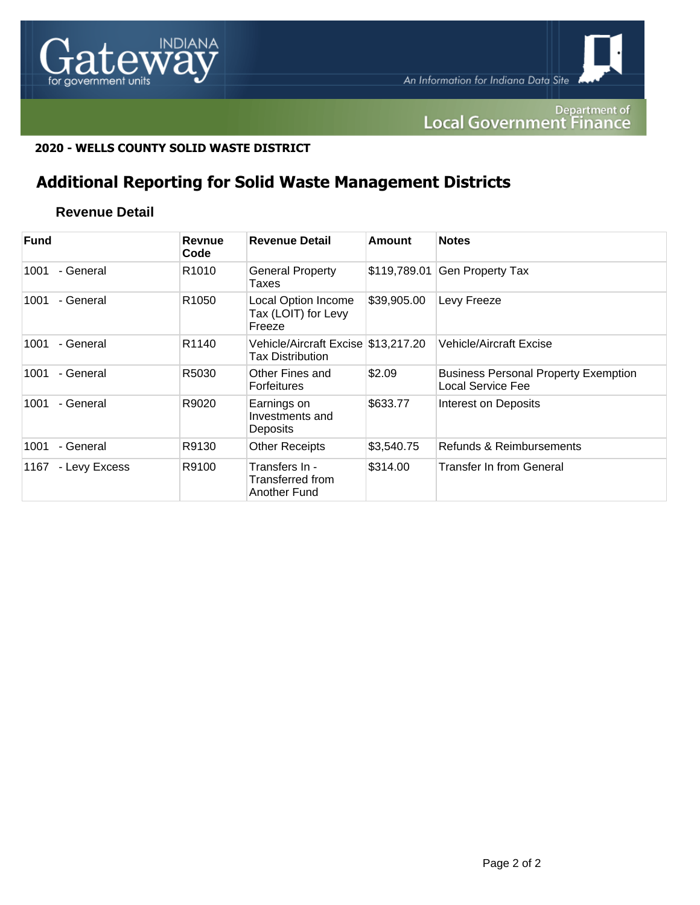**2020 - WELLS COUNTY SOLID WASTE DISTRICT**

# Additional Reporting for Solid Waste Management Districts

### Revenue Detail

| Fund | Revnue Code | Revenue Detail | Amount | Notes |
|---|---|---|---|---|
| 1001 - General | R1010 | General Property Taxes | $119,789.01 | Gen Property Tax |
| 1001 - General | R1050 | Local Option Income Tax (LOIT) for Levy Freeze | $39,905.00 | Levy Freeze |
| 1001 - General | R1140 | Vehicle/Aircraft Excise Tax Distribution | $13,217.20 | Vehicle/Aircraft Excise |
| 1001 - General | R5030 | Other Fines and Forfeitures | $2.09 | Business Personal Property Exemption Local Service Fee |
| 1001 - General | R9020 | Earnings on Investments and Deposits | $633.77 | Interest on Deposits |
| 1001 - General | R9130 | Other Receipts | $3,540.75 | Refunds & Reimbursements |
| 1167 - Levy Excess | R9100 | Transfers In - Transferred from Another Fund | $314.00 | Transfer In from General |